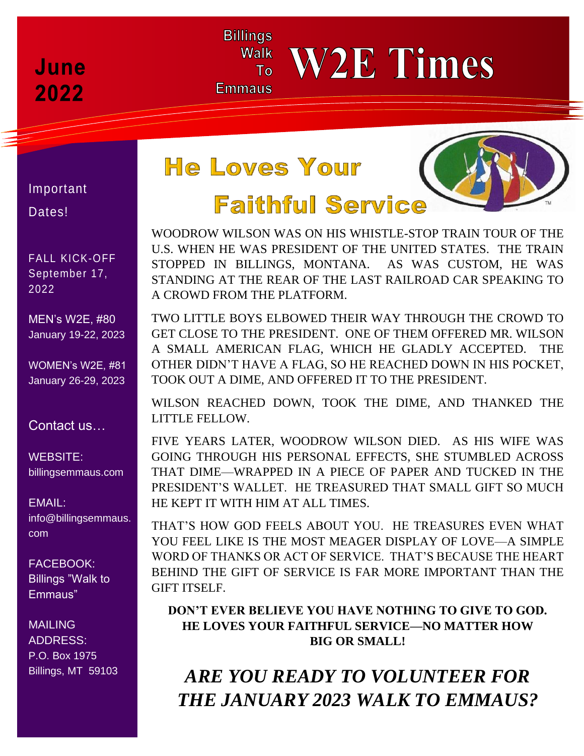June 2022

Billings Walk To Emmaus

# W2E Times

Important Dates!

FALL KICK-OFF
September 17, 2022

MEN's W2E, #80
January 19-22, 2023

WOMEN's W2E, #81
January 26-29, 2023

Contact us…

WEBSITE:
billingsemmaus.com

EMAIL:
info@billingsemmaus.com

FACEBOOK:
Billings "Walk to Emmaus"

MAILING ADDRESS:
P.O. Box 1975
Billings, MT 59103

## He Loves Your Faithful Service

WOODROW WILSON WAS ON HIS WHISTLE-STOP TRAIN TOUR OF THE U.S. WHEN HE WAS PRESIDENT OF THE UNITED STATES. THE TRAIN STOPPED IN BILLINGS, MONTANA. AS WAS CUSTOM, HE WAS STANDING AT THE REAR OF THE LAST RAILROAD CAR SPEAKING TO A CROWD FROM THE PLATFORM.

TWO LITTLE BOYS ELBOWED THEIR WAY THROUGH THE CROWD TO GET CLOSE TO THE PRESIDENT. ONE OF THEM OFFERED MR. WILSON A SMALL AMERICAN FLAG, WHICH HE GLADLY ACCEPTED. THE OTHER DIDN'T HAVE A FLAG, SO HE REACHED DOWN IN HIS POCKET, TOOK OUT A DIME, AND OFFERED IT TO THE PRESIDENT.

WILSON REACHED DOWN, TOOK THE DIME, AND THANKED THE LITTLE FELLOW.

FIVE YEARS LATER, WOODROW WILSON DIED. AS HIS WIFE WAS GOING THROUGH HIS PERSONAL EFFECTS, SHE STUMBLED ACROSS THAT DIME—WRAPPED IN A PIECE OF PAPER AND TUCKED IN THE PRESIDENT'S WALLET. HE TREASURED THAT SMALL GIFT SO MUCH HE KEPT IT WITH HIM AT ALL TIMES.

THAT'S HOW GOD FEELS ABOUT YOU. HE TREASURES EVEN WHAT YOU FEEL LIKE IS THE MOST MEAGER DISPLAY OF LOVE—A SIMPLE WORD OF THANKS OR ACT OF SERVICE. THAT'S BECAUSE THE HEART BEHIND THE GIFT OF SERVICE IS FAR MORE IMPORTANT THAN THE GIFT ITSELF.

**DON'T EVER BELIEVE YOU HAVE NOTHING TO GIVE TO GOD. HE LOVES YOUR FAITHFUL SERVICE—NO MATTER HOW BIG OR SMALL!**

***ARE YOU READY TO VOLUNTEER FOR THE JANUARY 2023 WALK TO EMMAUS?***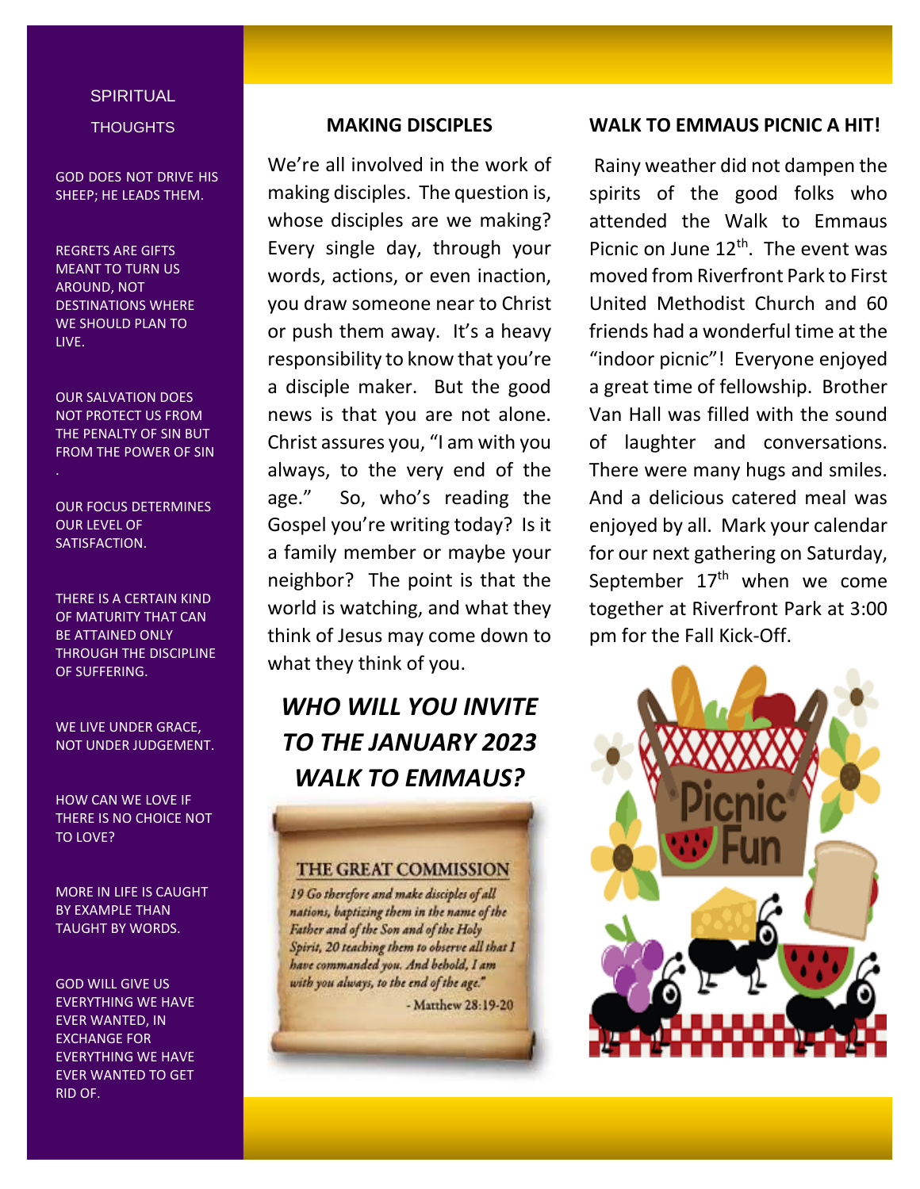## SPIRITUAL THOUGHTS

GOD DOES NOT DRIVE HIS SHEEP; HE LEADS THEM.

REGRETS ARE GIFTS MEANT TO TURN US AROUND, NOT DESTINATIONS WHERE WE SHOULD PLAN TO LIVE.

OUR SALVATION DOES NOT PROTECT US FROM THE PENALTY OF SIN BUT FROM THE POWER OF SIN

.

OUR FOCUS DETERMINES OUR LEVEL OF SATISFACTION.

THERE IS A CERTAIN KIND OF MATURITY THAT CAN BE ATTAINED ONLY THROUGH THE DISCIPLINE OF SUFFERING.

WE LIVE UNDER GRACE, NOT UNDER JUDGEMENT.

HOW CAN WE LOVE IF THERE IS NO CHOICE NOT TO LOVE?

MORE IN LIFE IS CAUGHT BY EXAMPLE THAN TAUGHT BY WORDS.

GOD WILL GIVE US EVERYTHING WE HAVE EVER WANTED, IN EXCHANGE FOR EVERYTHING WE HAVE EVER WANTED TO GET RID OF.

## MAKING DISCIPLES

We're all involved in the work of making disciples. The question is, whose disciples are we making? Every single day, through your words, actions, or even inaction, you draw someone near to Christ or push them away. It's a heavy responsibility to know that you're a disciple maker. But the good news is that you are not alone. Christ assures you, "I am with you always, to the very end of the age." So, who's reading the Gospel you're writing today? Is it a family member or maybe your neighbor? The point is that the world is watching, and what they think of Jesus may come down to what they think of you.

***WHO WILL YOU INVITE TO THE JANUARY 2023 WALK TO EMMAUS?***

THE GREAT COMMISSION

*19 Go therefore and make disciples of all nations, baptizing them in the name of the Father and of the Son and of the Holy Spirit, 20 teaching them to observe all that I have commanded you. And behold, I am with you always, to the end of the age."*

- Matthew 28:19-20

## WALK TO EMMAUS PICNIC A HIT!

Rainy weather did not dampen the spirits of the good folks who attended the Walk to Emmaus Picnic on June 12th. The event was moved from Riverfront Park to First United Methodist Church and 60 friends had a wonderful time at the "indoor picnic"! Everyone enjoyed a great time of fellowship. Brother Van Hall was filled with the sound of laughter and conversations. There were many hugs and smiles. And a delicious catered meal was enjoyed by all. Mark your calendar for our next gathering on Saturday, September 17th when we come together at Riverfront Park at 3:00 pm for the Fall Kick-Off.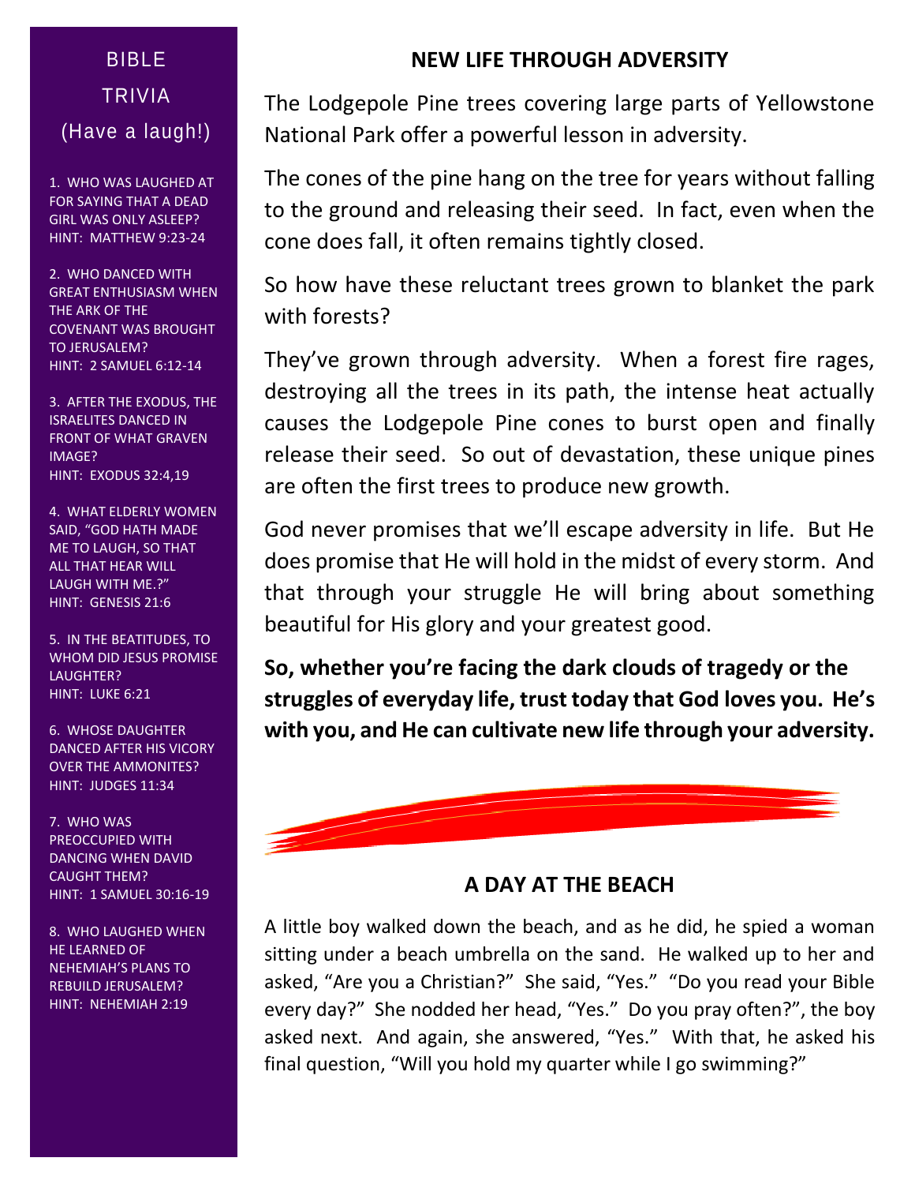## BIBLE TRIVIA

(Have a laugh!)

1. WHO WAS LAUGHED AT FOR SAYING THAT A DEAD GIRL WAS ONLY ASLEEP?
HINT: MATTHEW 9:23-24

2. WHO DANCED WITH GREAT ENTHUSIASM WHEN THE ARK OF THE COVENANT WAS BROUGHT TO JERUSALEM?
HINT: 2 SAMUEL 6:12-14

3. AFTER THE EXODUS, THE ISRAELITES DANCED IN FRONT OF WHAT GRAVEN IMAGE?
HINT: EXODUS 32:4,19

4. WHAT ELDERLY WOMEN SAID, "GOD HATH MADE ME TO LAUGH, SO THAT ALL THAT HEAR WILL LAUGH WITH ME.?"
HINT: GENESIS 21:6

5. IN THE BEATITUDES, TO WHOM DID JESUS PROMISE LAUGHTER?
HINT: LUKE 6:21

6. WHOSE DAUGHTER DANCED AFTER HIS VICORY OVER THE AMMONITES?
HINT: JUDGES 11:34

7. WHO WAS PREOCCUPIED WITH DANCING WHEN DAVID CAUGHT THEM?
HINT: 1 SAMUEL 30:16-19

8. WHO LAUGHED WHEN HE LEARNED OF NEHEMIAH'S PLANS TO REBUILD JERUSALEM?
HINT: NEHEMIAH 2:19

## NEW LIFE THROUGH ADVERSITY

The Lodgepole Pine trees covering large parts of Yellowstone National Park offer a powerful lesson in adversity.

The cones of the pine hang on the tree for years without falling to the ground and releasing their seed. In fact, even when the cone does fall, it often remains tightly closed.

So how have these reluctant trees grown to blanket the park with forests?

They've grown through adversity. When a forest fire rages, destroying all the trees in its path, the intense heat actually causes the Lodgepole Pine cones to burst open and finally release their seed. So out of devastation, these unique pines are often the first trees to produce new growth.

God never promises that we'll escape adversity in life. But He does promise that He will hold in the midst of every storm. And that through your struggle He will bring about something beautiful for His glory and your greatest good.

**So, whether you're facing the dark clouds of tragedy or the struggles of everyday life, trust today that God loves you. He's with you, and He can cultivate new life through your adversity.**

## A DAY AT THE BEACH

A little boy walked down the beach, and as he did, he spied a woman sitting under a beach umbrella on the sand. He walked up to her and asked, "Are you a Christian?" She said, "Yes." "Do you read your Bible every day?" She nodded her head, "Yes." Do you pray often?", the boy asked next. And again, she answered, "Yes." With that, he asked his final question, "Will you hold my quarter while I go swimming?"